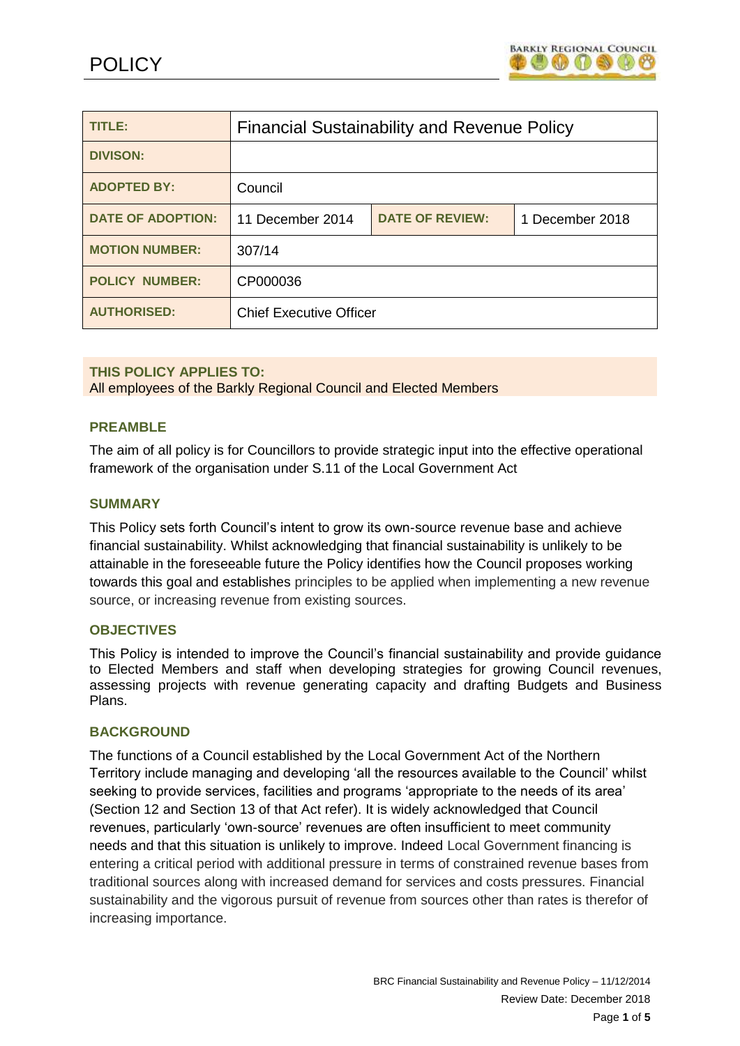# POLICY

| TITLE: | Financial Sustainability and Revenue Policy | | |
|---|---|---|---|
| DIVISON: | | | |
| ADOPTED BY: | Council | | |
| DATE OF ADOPTION: | 11 December 2014 | DATE OF REVIEW: | 1 December 2018 |
| MOTION NUMBER: | 307/14 | | |
| POLICY NUMBER: | CP000036 | | |
| AUTHORISED: | Chief Executive Officer | | |

**THIS POLICY APPLIES TO:**
All employees of the Barkly Regional Council and Elected Members

## PREAMBLE

The aim of all policy is for Councillors to provide strategic input into the effective operational framework of the organisation under S.11 of the Local Government Act

## SUMMARY

This Policy sets forth Council's intent to grow its own-source revenue base and achieve financial sustainability. Whilst acknowledging that financial sustainability is unlikely to be attainable in the foreseeable future the Policy identifies how the Council proposes working towards this goal and establishes principles to be applied when implementing a new revenue source, or increasing revenue from existing sources.

## OBJECTIVES

This Policy is intended to improve the Council's financial sustainability and provide guidance to Elected Members and staff when developing strategies for growing Council revenues, assessing projects with revenue generating capacity and drafting Budgets and Business Plans.

## BACKGROUND

The functions of a Council established by the Local Government Act of the Northern Territory include managing and developing 'all the resources available to the Council' whilst seeking to provide services, facilities and programs 'appropriate to the needs of its area' (Section 12 and Section 13 of that Act refer). It is widely acknowledged that Council revenues, particularly 'own-source' revenues are often insufficient to meet community needs and that this situation is unlikely to improve. Indeed Local Government financing is entering a critical period with additional pressure in terms of constrained revenue bases from traditional sources along with increased demand for services and costs pressures. Financial sustainability and the vigorous pursuit of revenue from sources other than rates is therefor of increasing importance.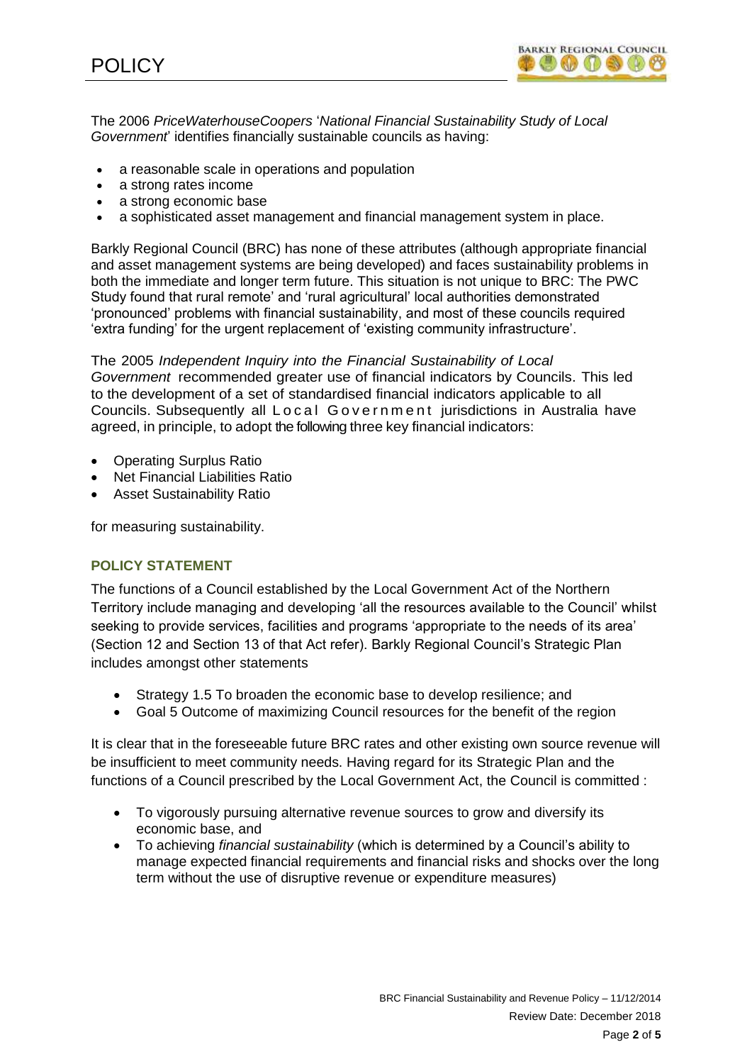The 2006 *PriceWaterhouseCoopers* '*National Financial Sustainability Study of Local Government*' identifies financially sustainable councils as having:

- a reasonable scale in operations and population
- a strong rates income
- a strong economic base
- a sophisticated asset management and financial management system in place.

Barkly Regional Council (BRC) has none of these attributes (although appropriate financial and asset management systems are being developed) and faces sustainability problems in both the immediate and longer term future. This situation is not unique to BRC: The PWC Study found that rural remote' and 'rural agricultural' local authorities demonstrated 'pronounced' problems with financial sustainability, and most of these councils required 'extra funding' for the urgent replacement of 'existing community infrastructure'.

The 2005 *Independent Inquiry into the Financial Sustainability of Local Government* recommended greater use of financial indicators by Councils. This led to the development of a set of standardised financial indicators applicable to all Councils. Subsequently all Local Government jurisdictions in Australia have agreed, in principle, to adopt the following three key financial indicators:

- Operating Surplus Ratio
- Net Financial Liabilities Ratio
- Asset Sustainability Ratio

for measuring sustainability.

## POLICY STATEMENT

The functions of a Council established by the Local Government Act of the Northern Territory include managing and developing 'all the resources available to the Council' whilst seeking to provide services, facilities and programs 'appropriate to the needs of its area' (Section 12 and Section 13 of that Act refer). Barkly Regional Council's Strategic Plan includes amongst other statements

- Strategy 1.5 To broaden the economic base to develop resilience; and
- Goal 5 Outcome of maximizing Council resources for the benefit of the region

It is clear that in the foreseeable future BRC rates and other existing own source revenue will be insufficient to meet community needs. Having regard for its Strategic Plan and the functions of a Council prescribed by the Local Government Act, the Council is committed :

- To vigorously pursuing alternative revenue sources to grow and diversify its economic base, and
- To achieving *financial sustainability* (which is determined by a Council's ability to manage expected financial requirements and financial risks and shocks over the long term without the use of disruptive revenue or expenditure measures)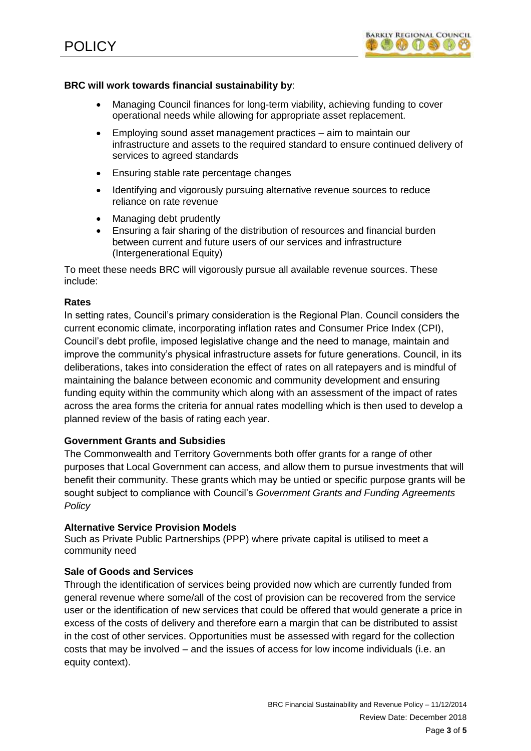**BRC will work towards financial sustainability by**:

- Managing Council finances for long-term viability, achieving funding to cover operational needs while allowing for appropriate asset replacement.
- Employing sound asset management practices – aim to maintain our infrastructure and assets to the required standard to ensure continued delivery of services to agreed standards
- Ensuring stable rate percentage changes
- Identifying and vigorously pursuing alternative revenue sources to reduce reliance on rate revenue
- Managing debt prudently
- Ensuring a fair sharing of the distribution of resources and financial burden between current and future users of our services and infrastructure (Intergenerational Equity)

To meet these needs BRC will vigorously pursue all available revenue sources. These include:

**Rates**

In setting rates, Council's primary consideration is the Regional Plan. Council considers the current economic climate, incorporating inflation rates and Consumer Price Index (CPI), Council's debt profile, imposed legislative change and the need to manage, maintain and improve the community's physical infrastructure assets for future generations. Council, in its deliberations, takes into consideration the effect of rates on all ratepayers and is mindful of maintaining the balance between economic and community development and ensuring funding equity within the community which along with an assessment of the impact of rates across the area forms the criteria for annual rates modelling which is then used to develop a planned review of the basis of rating each year.

**Government Grants and Subsidies**

The Commonwealth and Territory Governments both offer grants for a range of other purposes that Local Government can access, and allow them to pursue investments that will benefit their community. These grants which may be untied or specific purpose grants will be sought subject to compliance with Council's *Government Grants and Funding Agreements Policy*

**Alternative Service Provision Models**

Such as Private Public Partnerships (PPP) where private capital is utilised to meet a community need

**Sale of Goods and Services**

Through the identification of services being provided now which are currently funded from general revenue where some/all of the cost of provision can be recovered from the service user or the identification of new services that could be offered that would generate a price in excess of the costs of delivery and therefore earn a margin that can be distributed to assist in the cost of other services. Opportunities must be assessed with regard for the collection costs that may be involved – and the issues of access for low income individuals (i.e. an equity context).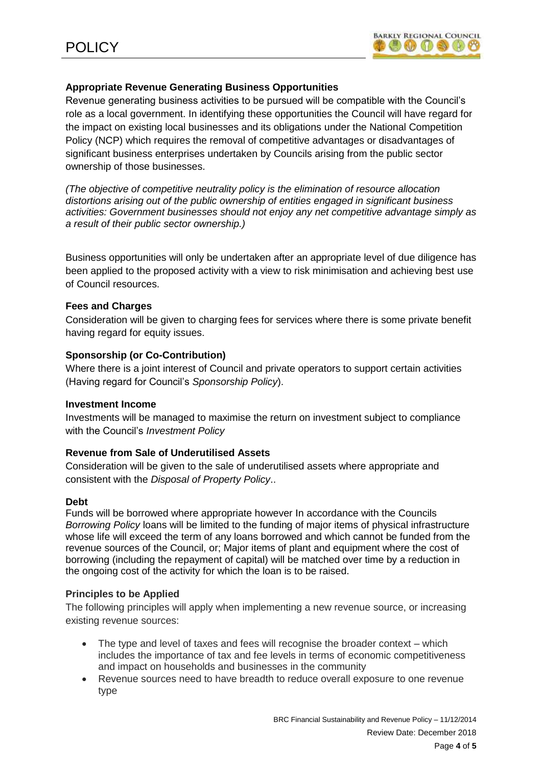### Appropriate Revenue Generating Business Opportunities

Revenue generating business activities to be pursued will be compatible with the Council's role as a local government. In identifying these opportunities the Council will have regard for the impact on existing local businesses and its obligations under the National Competition Policy (NCP) which requires the removal of competitive advantages or disadvantages of significant business enterprises undertaken by Councils arising from the public sector ownership of those businesses.

*(The objective of competitive neutrality policy is the elimination of resource allocation distortions arising out of the public ownership of entities engaged in significant business activities: Government businesses should not enjoy any net competitive advantage simply as a result of their public sector ownership.)*

Business opportunities will only be undertaken after an appropriate level of due diligence has been applied to the proposed activity with a view to risk minimisation and achieving best use of Council resources.

### Fees and Charges

Consideration will be given to charging fees for services where there is some private benefit having regard for equity issues.

### Sponsorship (or Co-Contribution)

Where there is a joint interest of Council and private operators to support certain activities (Having regard for Council's *Sponsorship Policy*).

### Investment Income

Investments will be managed to maximise the return on investment subject to compliance with the Council's *Investment Policy*

### Revenue from Sale of Underutilised Assets

Consideration will be given to the sale of underutilised assets where appropriate and consistent with the *Disposal of Property Policy*..

### Debt

Funds will be borrowed where appropriate however In accordance with the Councils *Borrowing Policy* loans will be limited to the funding of major items of physical infrastructure whose life will exceed the term of any loans borrowed and which cannot be funded from the revenue sources of the Council, or; Major items of plant and equipment where the cost of borrowing (including the repayment of capital) will be matched over time by a reduction in the ongoing cost of the activity for which the loan is to be raised.

### Principles to be Applied

The following principles will apply when implementing a new revenue source, or increasing existing revenue sources:

- The type and level of taxes and fees will recognise the broader context – which includes the importance of tax and fee levels in terms of economic competitiveness and impact on households and businesses in the community
- Revenue sources need to have breadth to reduce overall exposure to one revenue type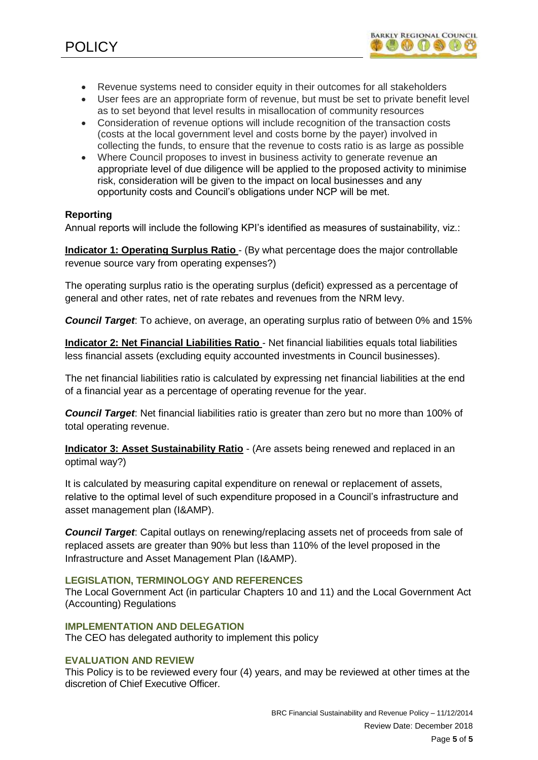- Revenue systems need to consider equity in their outcomes for all stakeholders
- User fees are an appropriate form of revenue, but must be set to private benefit level as to set beyond that level results in misallocation of community resources
- Consideration of revenue options will include recognition of the transaction costs (costs at the local government level and costs borne by the payer) involved in collecting the funds, to ensure that the revenue to costs ratio is as large as possible
- Where Council proposes to invest in business activity to generate revenue an appropriate level of due diligence will be applied to the proposed activity to minimise risk, consideration will be given to the impact on local businesses and any opportunity costs and Council's obligations under NCP will be met.

**Reporting**

Annual reports will include the following KPI's identified as measures of sustainability, viz.:

**Indicator 1: Operating Surplus Ratio** - (By what percentage does the major controllable revenue source vary from operating expenses?)

The operating surplus ratio is the operating surplus (deficit) expressed as a percentage of general and other rates, net of rate rebates and revenues from the NRM levy.

***Council Target***: To achieve, on average, an operating surplus ratio of between 0% and 15%

**Indicator 2: Net Financial Liabilities Ratio** - Net financial liabilities equals total liabilities less financial assets (excluding equity accounted investments in Council businesses).

The net financial liabilities ratio is calculated by expressing net financial liabilities at the end of a financial year as a percentage of operating revenue for the year.

***Council Target***: Net financial liabilities ratio is greater than zero but no more than 100% of total operating revenue.

**Indicator 3: Asset Sustainability Ratio** - (Are assets being renewed and replaced in an optimal way?)

It is calculated by measuring capital expenditure on renewal or replacement of assets, relative to the optimal level of such expenditure proposed in a Council's infrastructure and asset management plan (I&AMP).

***Council Target***: Capital outlays on renewing/replacing assets net of proceeds from sale of replaced assets are greater than 90% but less than 110% of the level proposed in the Infrastructure and Asset Management Plan (I&AMP).

## LEGISLATION, TERMINOLOGY AND REFERENCES

The Local Government Act (in particular Chapters 10 and 11) and the Local Government Act (Accounting) Regulations

## IMPLEMENTATION AND DELEGATION

The CEO has delegated authority to implement this policy

## EVALUATION AND REVIEW

This Policy is to be reviewed every four (4) years, and may be reviewed at other times at the discretion of Chief Executive Officer.